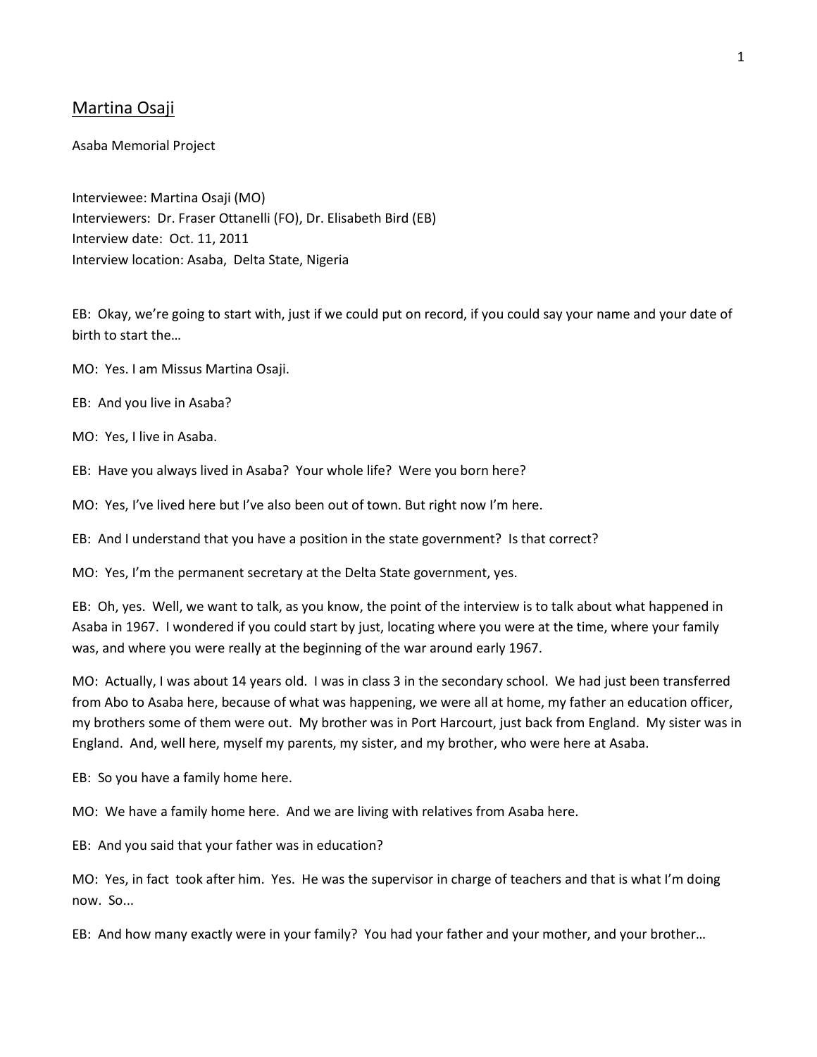# Martina Osaji

Asaba Memorial Project

Interviewee: Martina Osaji (MO)
Interviewers: Dr. Fraser Ottanelli (FO), Dr. Elisabeth Bird (EB)
Interview date: Oct. 11, 2011
Interview location: Asaba, Delta State, Nigeria

EB: Okay, we're going to start with, just if we could put on record, if you could say your name and your date of birth to start the…

MO: Yes. I am Missus Martina Osaji.

EB: And you live in Asaba?

MO: Yes, I live in Asaba.

EB: Have you always lived in Asaba? Your whole life? Were you born here?

MO: Yes, I've lived here but I've also been out of town. But right now I'm here.

EB: And I understand that you have a position in the state government? Is that correct?

MO: Yes, I'm the permanent secretary at the Delta State government, yes.

EB: Oh, yes. Well, we want to talk, as you know, the point of the interview is to talk about what happened in Asaba in 1967. I wondered if you could start by just, locating where you were at the time, where your family was, and where you were really at the beginning of the war around early 1967.

MO: Actually, I was about 14 years old. I was in class 3 in the secondary school. We had just been transferred from Abo to Asaba here, because of what was happening, we were all at home, my father an education officer, my brothers some of them were out. My brother was in Port Harcourt, just back from England. My sister was in England. And, well here, myself my parents, my sister, and my brother, who were here at Asaba.

EB: So you have a family home here.

MO: We have a family home here. And we are living with relatives from Asaba here.

EB: And you said that your father was in education?

MO: Yes, in fact took after him. Yes. He was the supervisor in charge of teachers and that is what I'm doing now. So...

EB: And how many exactly were in your family? You had your father and your mother, and your brother…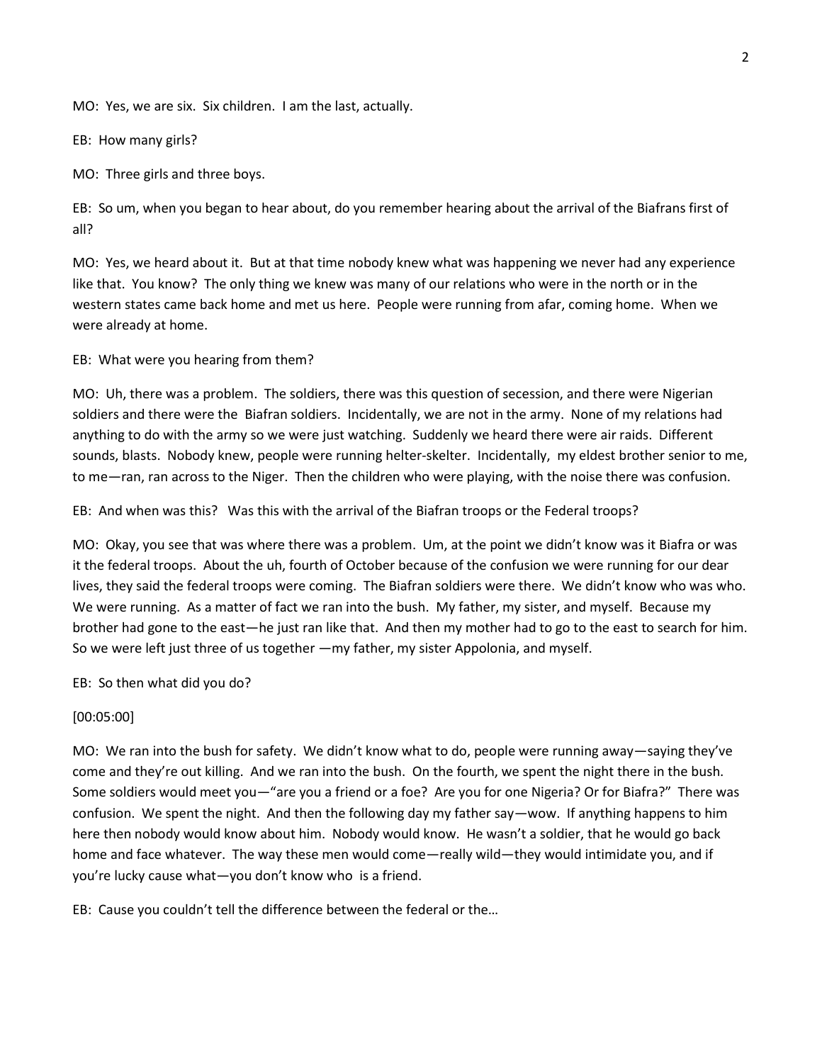MO: Yes, we are six. Six children. I am the last, actually.

EB: How many girls?

MO: Three girls and three boys.

EB: So um, when you began to hear about, do you remember hearing about the arrival of the Biafrans first of all?

MO: Yes, we heard about it. But at that time nobody knew what was happening we never had any experience like that. You know? The only thing we knew was many of our relations who were in the north or in the western states came back home and met us here. People were running from afar, coming home. When we were already at home.

EB: What were you hearing from them?

MO: Uh, there was a problem. The soldiers, there was this question of secession, and there were Nigerian soldiers and there were the Biafran soldiers. Incidentally, we are not in the army. None of my relations had anything to do with the army so we were just watching. Suddenly we heard there were air raids. Different sounds, blasts. Nobody knew, people were running helter-skelter. Incidentally, my eldest brother senior to me, to me—ran, ran across to the Niger. Then the children who were playing, with the noise there was confusion.

EB: And when was this? Was this with the arrival of the Biafran troops or the Federal troops?

MO: Okay, you see that was where there was a problem. Um, at the point we didn't know was it Biafra or was it the federal troops. About the uh, fourth of October because of the confusion we were running for our dear lives, they said the federal troops were coming. The Biafran soldiers were there. We didn't know who was who. We were running. As a matter of fact we ran into the bush. My father, my sister, and myself. Because my brother had gone to the east—he just ran like that. And then my mother had to go to the east to search for him. So we were left just three of us together —my father, my sister Appolonia, and myself.

EB: So then what did you do?

[00:05:00]

MO: We ran into the bush for safety. We didn't know what to do, people were running away—saying they've come and they're out killing. And we ran into the bush. On the fourth, we spent the night there in the bush. Some soldiers would meet you—"are you a friend or a foe? Are you for one Nigeria? Or for Biafra?" There was confusion. We spent the night. And then the following day my father say—wow. If anything happens to him here then nobody would know about him. Nobody would know. He wasn't a soldier, that he would go back home and face whatever. The way these men would come—really wild—they would intimidate you, and if you're lucky cause what—you don't know who is a friend.

EB: Cause you couldn't tell the difference between the federal or the…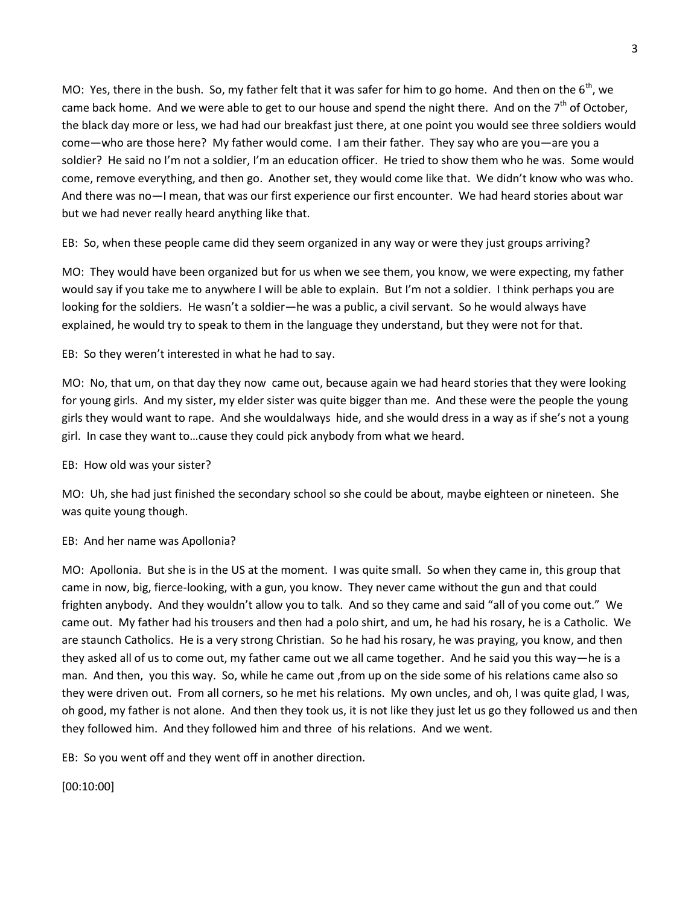MO: Yes, there in the bush. So, my father felt that it was safer for him to go home. And then on the 6th, we came back home. And we were able to get to our house and spend the night there. And on the 7th of October, the black day more or less, we had had our breakfast just there, at one point you would see three soldiers would come—who are those here? My father would come. I am their father. They say who are you—are you a soldier? He said no I'm not a soldier, I'm an education officer. He tried to show them who he was. Some would come, remove everything, and then go. Another set, they would come like that. We didn't know who was who. And there was no—I mean, that was our first experience our first encounter. We had heard stories about war but we had never really heard anything like that.

EB: So, when these people came did they seem organized in any way or were they just groups arriving?

MO: They would have been organized but for us when we see them, you know, we were expecting, my father would say if you take me to anywhere I will be able to explain. But I'm not a soldier. I think perhaps you are looking for the soldiers. He wasn't a soldier—he was a public, a civil servant. So he would always have explained, he would try to speak to them in the language they understand, but they were not for that.

EB: So they weren't interested in what he had to say.

MO: No, that um, on that day they now came out, because again we had heard stories that they were looking for young girls. And my sister, my elder sister was quite bigger than me. And these were the people the young girls they would want to rape. And she wouldalways hide, and she would dress in a way as if she's not a young girl. In case they want to…cause they could pick anybody from what we heard.

EB: How old was your sister?

MO: Uh, she had just finished the secondary school so she could be about, maybe eighteen or nineteen. She was quite young though.

EB: And her name was Apollonia?

MO: Apollonia. But she is in the US at the moment. I was quite small. So when they came in, this group that came in now, big, fierce-looking, with a gun, you know. They never came without the gun and that could frighten anybody. And they wouldn't allow you to talk. And so they came and said "all of you come out." We came out. My father had his trousers and then had a polo shirt, and um, he had his rosary, he is a Catholic. We are staunch Catholics. He is a very strong Christian. So he had his rosary, he was praying, you know, and then they asked all of us to come out, my father came out we all came together. And he said you this way—he is a man. And then, you this way. So, while he came out ,from up on the side some of his relations came also so they were driven out. From all corners, so he met his relations. My own uncles, and oh, I was quite glad, I was, oh good, my father is not alone. And then they took us, it is not like they just let us go they followed us and then they followed him. And they followed him and three of his relations. And we went.

EB: So you went off and they went off in another direction.

[00:10:00]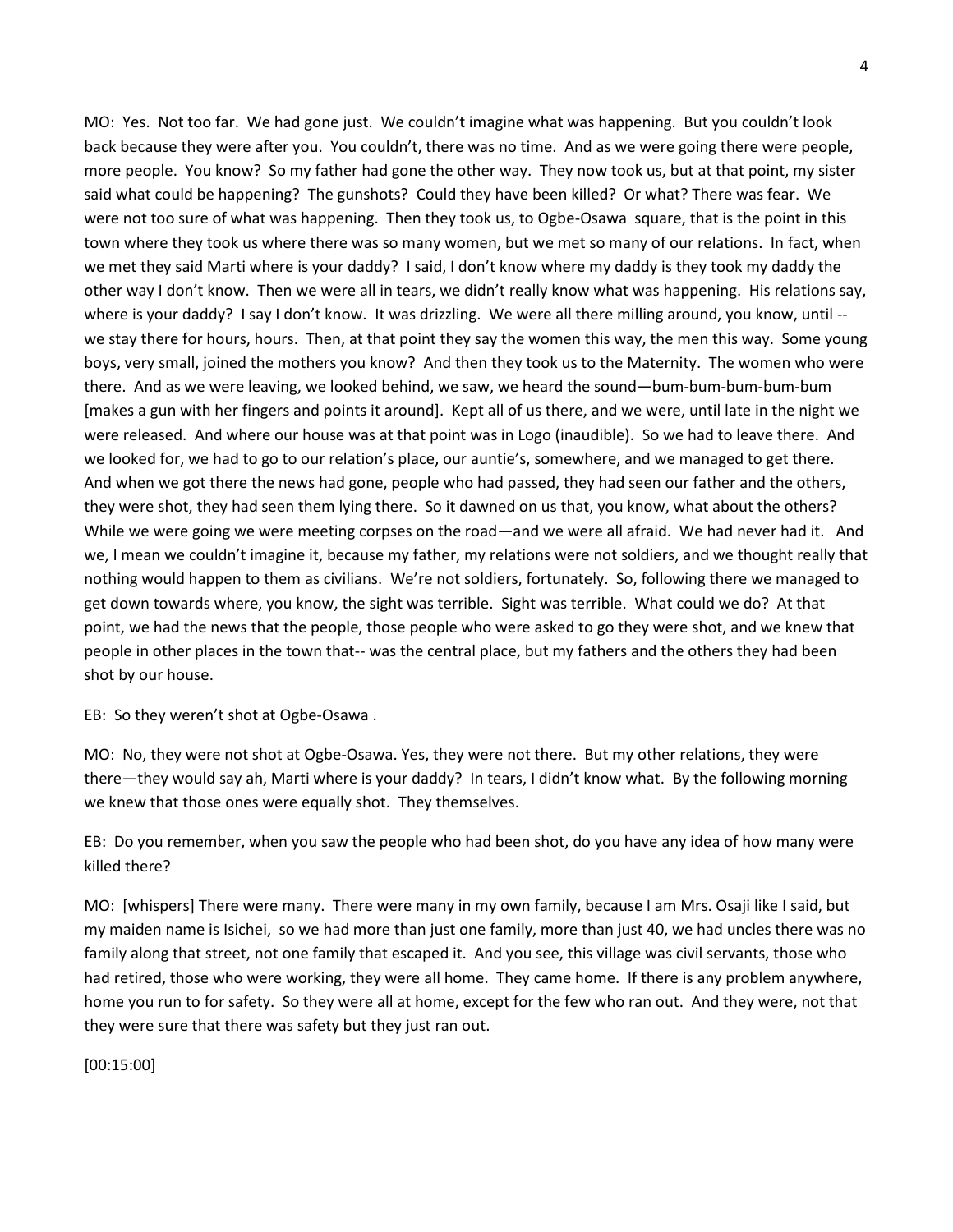MO: Yes. Not too far. We had gone just. We couldn't imagine what was happening. But you couldn't look back because they were after you. You couldn't, there was no time. And as we were going there were people, more people. You know? So my father had gone the other way. They now took us, but at that point, my sister said what could be happening? The gunshots? Could they have been killed? Or what? There was fear. We were not too sure of what was happening. Then they took us, to Ogbe-Osawa square, that is the point in this town where they took us where there was so many women, but we met so many of our relations. In fact, when we met they said Marti where is your daddy? I said, I don't know where my daddy is they took my daddy the other way I don't know. Then we were all in tears, we didn't really know what was happening. His relations say, where is your daddy? I say I don't know. It was drizzling. We were all there milling around, you know, until -- we stay there for hours, hours. Then, at that point they say the women this way, the men this way. Some young boys, very small, joined the mothers you know? And then they took us to the Maternity. The women who were there. And as we were leaving, we looked behind, we saw, we heard the sound—bum-bum-bum-bum-bum [makes a gun with her fingers and points it around]. Kept all of us there, and we were, until late in the night we were released. And where our house was at that point was in Logo (inaudible). So we had to leave there. And we looked for, we had to go to our relation's place, our auntie's, somewhere, and we managed to get there. And when we got there the news had gone, people who had passed, they had seen our father and the others, they were shot, they had seen them lying there. So it dawned on us that, you know, what about the others? While we were going we were meeting corpses on the road—and we were all afraid. We had never had it. And we, I mean we couldn't imagine it, because my father, my relations were not soldiers, and we thought really that nothing would happen to them as civilians. We're not soldiers, fortunately. So, following there we managed to get down towards where, you know, the sight was terrible. Sight was terrible. What could we do? At that point, we had the news that the people, those people who were asked to go they were shot, and we knew that people in other places in the town that-- was the central place, but my fathers and the others they had been shot by our house.

EB: So they weren't shot at Ogbe-Osawa .

MO: No, they were not shot at Ogbe-Osawa. Yes, they were not there. But my other relations, they were there—they would say ah, Marti where is your daddy? In tears, I didn't know what. By the following morning we knew that those ones were equally shot. They themselves.

EB: Do you remember, when you saw the people who had been shot, do you have any idea of how many were killed there?

MO: [whispers] There were many. There were many in my own family, because I am Mrs. Osaji like I said, but my maiden name is Isichei, so we had more than just one family, more than just 40, we had uncles there was no family along that street, not one family that escaped it. And you see, this village was civil servants, those who had retired, those who were working, they were all home. They came home. If there is any problem anywhere, home you run to for safety. So they were all at home, except for the few who ran out. And they were, not that they were sure that there was safety but they just ran out.

[00:15:00]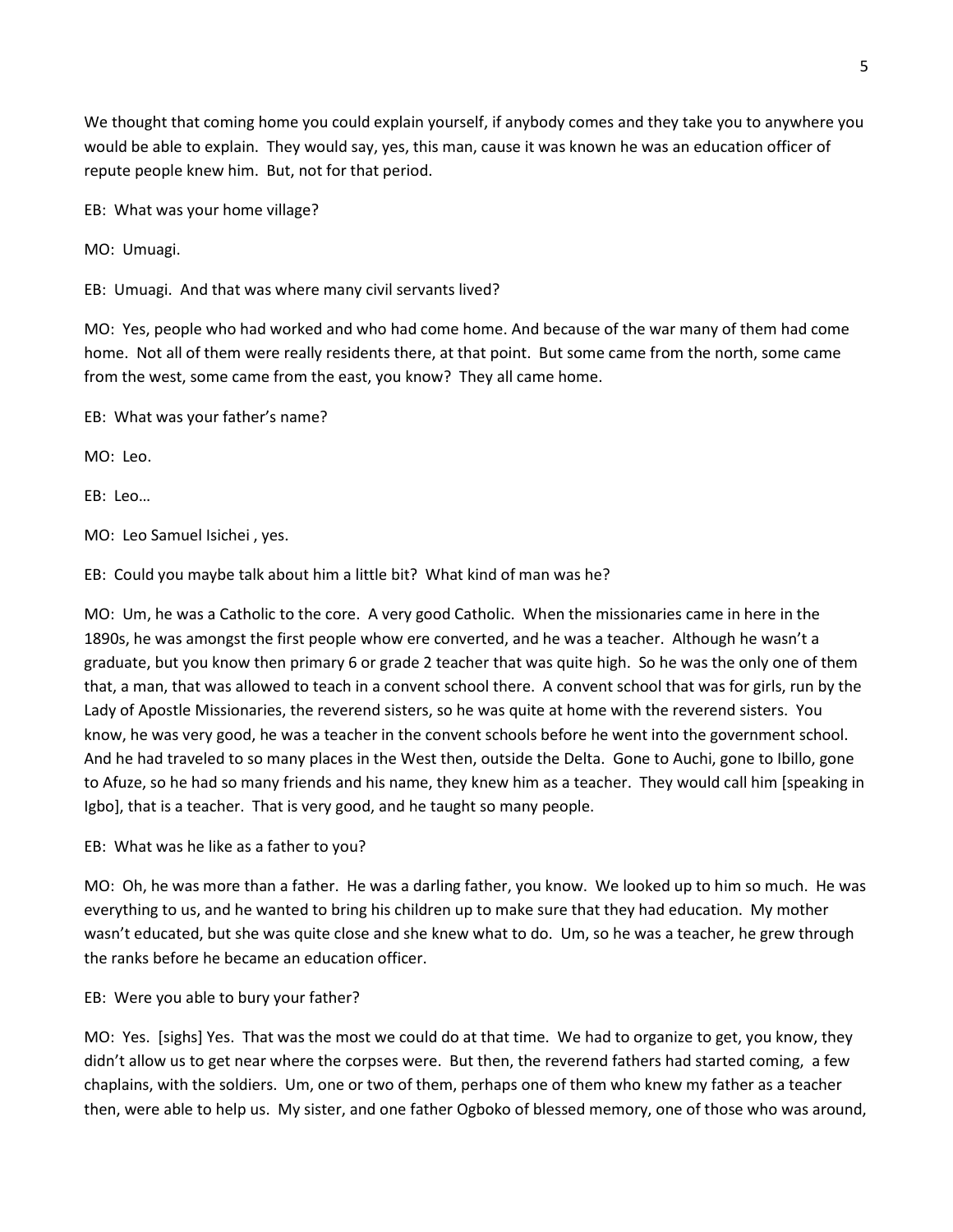We thought that coming home you could explain yourself, if anybody comes and they take you to anywhere you would be able to explain. They would say, yes, this man, cause it was known he was an education officer of repute people knew him. But, not for that period.

EB: What was your home village?

MO: Umuagi.

EB: Umuagi. And that was where many civil servants lived?

MO: Yes, people who had worked and who had come home. And because of the war many of them had come home. Not all of them were really residents there, at that point. But some came from the north, some came from the west, some came from the east, you know? They all came home.

EB: What was your father's name?

MO: Leo.

EB: Leo…

MO: Leo Samuel Isichei , yes.

EB: Could you maybe talk about him a little bit? What kind of man was he?

MO: Um, he was a Catholic to the core. A very good Catholic. When the missionaries came in here in the 1890s, he was amongst the first people whow ere converted, and he was a teacher. Although he wasn't a graduate, but you know then primary 6 or grade 2 teacher that was quite high. So he was the only one of them that, a man, that was allowed to teach in a convent school there. A convent school that was for girls, run by the Lady of Apostle Missionaries, the reverend sisters, so he was quite at home with the reverend sisters. You know, he was very good, he was a teacher in the convent schools before he went into the government school. And he had traveled to so many places in the West then, outside the Delta. Gone to Auchi, gone to Ibillo, gone to Afuze, so he had so many friends and his name, they knew him as a teacher. They would call him [speaking in Igbo], that is a teacher. That is very good, and he taught so many people.

EB: What was he like as a father to you?

MO: Oh, he was more than a father. He was a darling father, you know. We looked up to him so much. He was everything to us, and he wanted to bring his children up to make sure that they had education. My mother wasn't educated, but she was quite close and she knew what to do. Um, so he was a teacher, he grew through the ranks before he became an education officer.

EB: Were you able to bury your father?

MO: Yes. [sighs] Yes. That was the most we could do at that time. We had to organize to get, you know, they didn't allow us to get near where the corpses were. But then, the reverend fathers had started coming, a few chaplains, with the soldiers. Um, one or two of them, perhaps one of them who knew my father as a teacher then, were able to help us. My sister, and one father Ogboko of blessed memory, one of those who was around,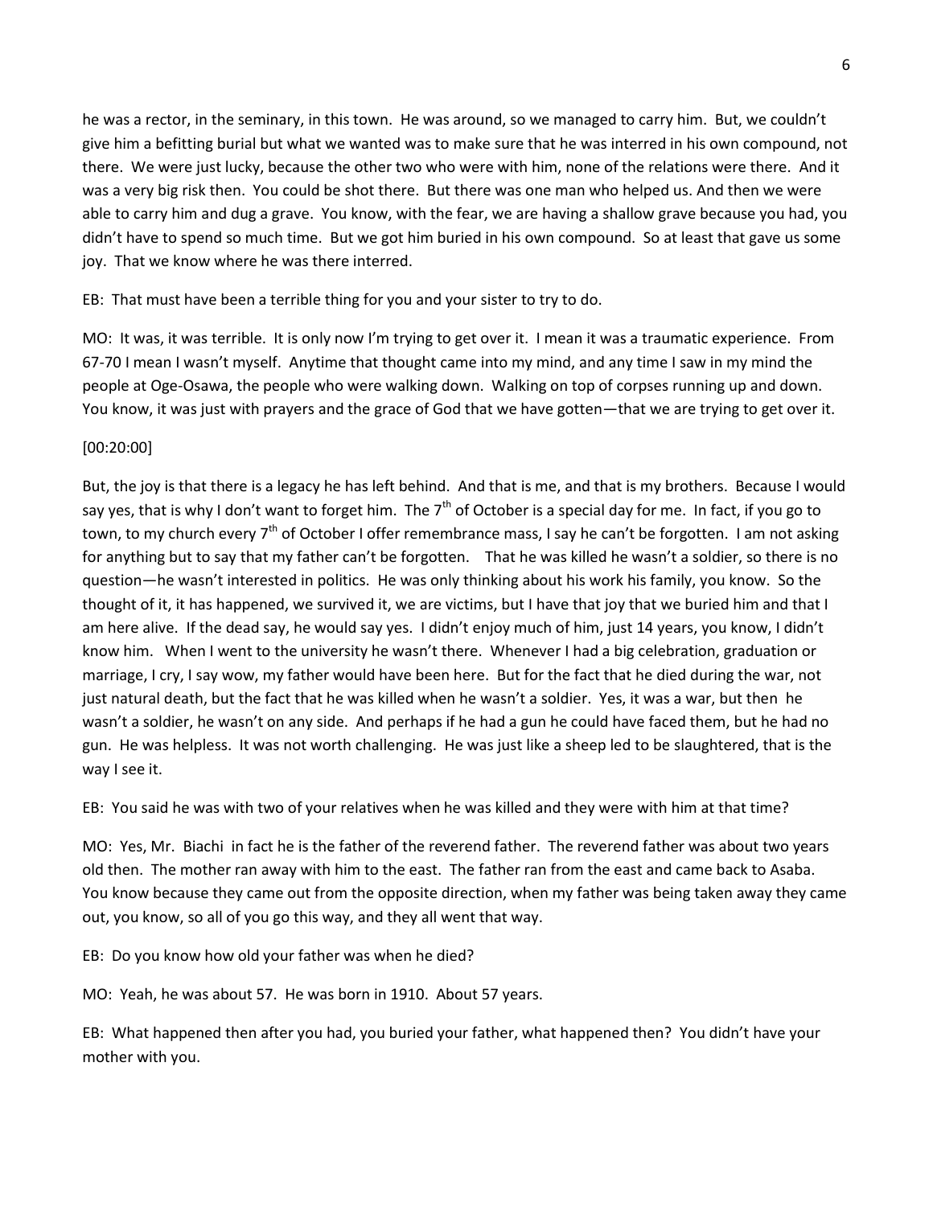he was a rector, in the seminary, in this town. He was around, so we managed to carry him. But, we couldn't give him a befitting burial but what we wanted was to make sure that he was interred in his own compound, not there. We were just lucky, because the other two who were with him, none of the relations were there. And it was a very big risk then. You could be shot there. But there was one man who helped us. And then we were able to carry him and dug a grave. You know, with the fear, we are having a shallow grave because you had, you didn't have to spend so much time. But we got him buried in his own compound. So at least that gave us some joy. That we know where he was there interred.

EB: That must have been a terrible thing for you and your sister to try to do.

MO: It was, it was terrible. It is only now I'm trying to get over it. I mean it was a traumatic experience. From 67-70 I mean I wasn't myself. Anytime that thought came into my mind, and any time I saw in my mind the people at Oge-Osawa, the people who were walking down. Walking on top of corpses running up and down. You know, it was just with prayers and the grace of God that we have gotten—that we are trying to get over it.

[00:20:00]

But, the joy is that there is a legacy he has left behind. And that is me, and that is my brothers. Because I would say yes, that is why I don't want to forget him. The 7th of October is a special day for me. In fact, if you go to town, to my church every 7th of October I offer remembrance mass, I say he can't be forgotten. I am not asking for anything but to say that my father can't be forgotten. That he was killed he wasn't a soldier, so there is no question—he wasn't interested in politics. He was only thinking about his work his family, you know. So the thought of it, it has happened, we survived it, we are victims, but I have that joy that we buried him and that I am here alive. If the dead say, he would say yes. I didn't enjoy much of him, just 14 years, you know, I didn't know him. When I went to the university he wasn't there. Whenever I had a big celebration, graduation or marriage, I cry, I say wow, my father would have been here. But for the fact that he died during the war, not just natural death, but the fact that he was killed when he wasn't a soldier. Yes, it was a war, but then he wasn't a soldier, he wasn't on any side. And perhaps if he had a gun he could have faced them, but he had no gun. He was helpless. It was not worth challenging. He was just like a sheep led to be slaughtered, that is the way I see it.

EB: You said he was with two of your relatives when he was killed and they were with him at that time?

MO: Yes, Mr. Biachi in fact he is the father of the reverend father. The reverend father was about two years old then. The mother ran away with him to the east. The father ran from the east and came back to Asaba. You know because they came out from the opposite direction, when my father was being taken away they came out, you know, so all of you go this way, and they all went that way.

EB: Do you know how old your father was when he died?

MO: Yeah, he was about 57. He was born in 1910. About 57 years.

EB: What happened then after you had, you buried your father, what happened then? You didn't have your mother with you.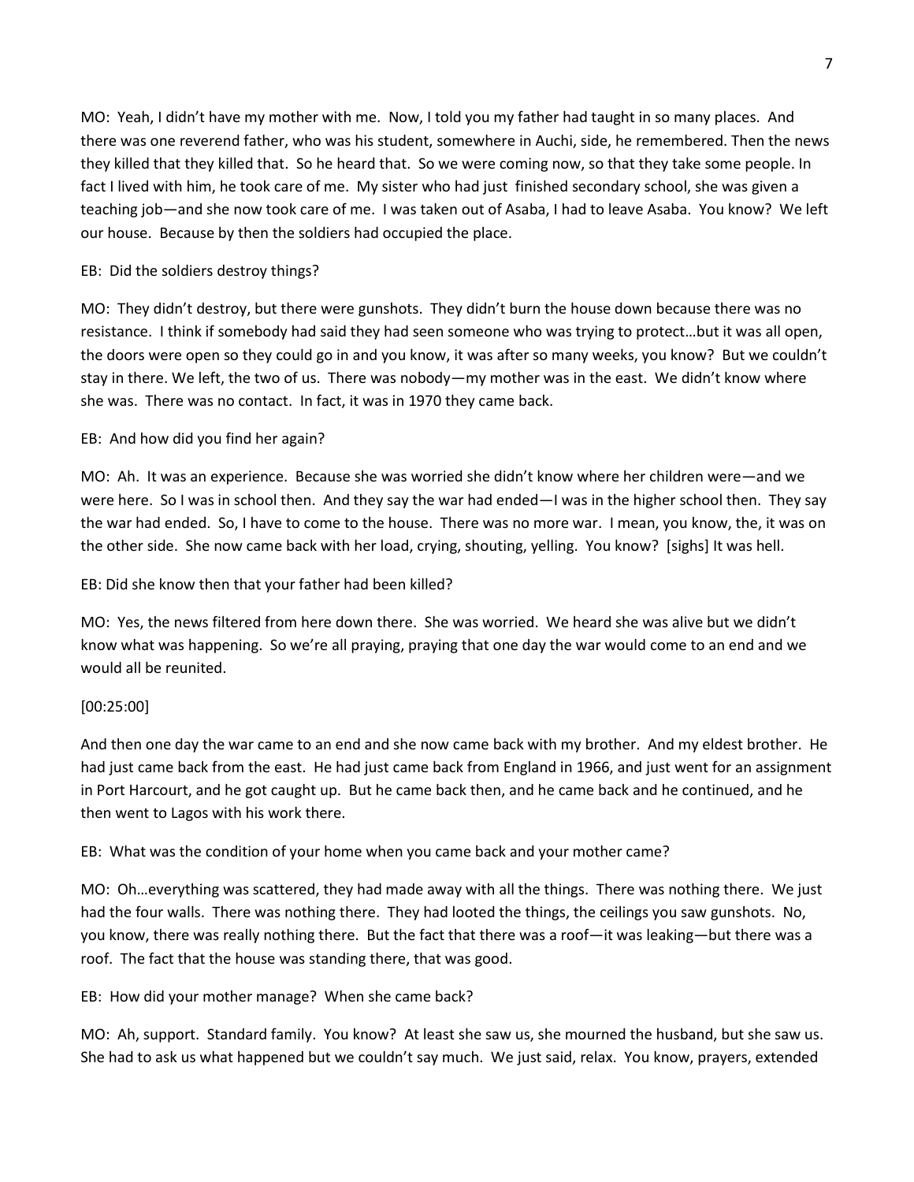MO: Yeah, I didn't have my mother with me. Now, I told you my father had taught in so many places. And there was one reverend father, who was his student, somewhere in Auchi, side, he remembered. Then the news they killed that they killed that. So he heard that. So we were coming now, so that they take some people. In fact I lived with him, he took care of me. My sister who had just finished secondary school, she was given a teaching job—and she now took care of me. I was taken out of Asaba, I had to leave Asaba. You know? We left our house. Because by then the soldiers had occupied the place.

EB: Did the soldiers destroy things?

MO: They didn't destroy, but there were gunshots. They didn't burn the house down because there was no resistance. I think if somebody had said they had seen someone who was trying to protect…but it was all open, the doors were open so they could go in and you know, it was after so many weeks, you know? But we couldn't stay in there. We left, the two of us. There was nobody—my mother was in the east. We didn't know where she was. There was no contact. In fact, it was in 1970 they came back.

EB: And how did you find her again?

MO: Ah. It was an experience. Because she was worried she didn't know where her children were—and we were here. So I was in school then. And they say the war had ended—I was in the higher school then. They say the war had ended. So, I have to come to the house. There was no more war. I mean, you know, the, it was on the other side. She now came back with her load, crying, shouting, yelling. You know? [sighs] It was hell.

EB: Did she know then that your father had been killed?

MO: Yes, the news filtered from here down there. She was worried. We heard she was alive but we didn't know what was happening. So we're all praying, praying that one day the war would come to an end and we would all be reunited.

[00:25:00]

And then one day the war came to an end and she now came back with my brother. And my eldest brother. He had just came back from the east. He had just came back from England in 1966, and just went for an assignment in Port Harcourt, and he got caught up. But he came back then, and he came back and he continued, and he then went to Lagos with his work there.

EB: What was the condition of your home when you came back and your mother came?

MO: Oh…everything was scattered, they had made away with all the things. There was nothing there. We just had the four walls. There was nothing there. They had looted the things, the ceilings you saw gunshots. No, you know, there was really nothing there. But the fact that there was a roof—it was leaking—but there was a roof. The fact that the house was standing there, that was good.

EB: How did your mother manage? When she came back?

MO: Ah, support. Standard family. You know? At least she saw us, she mourned the husband, but she saw us. She had to ask us what happened but we couldn't say much. We just said, relax. You know, prayers, extended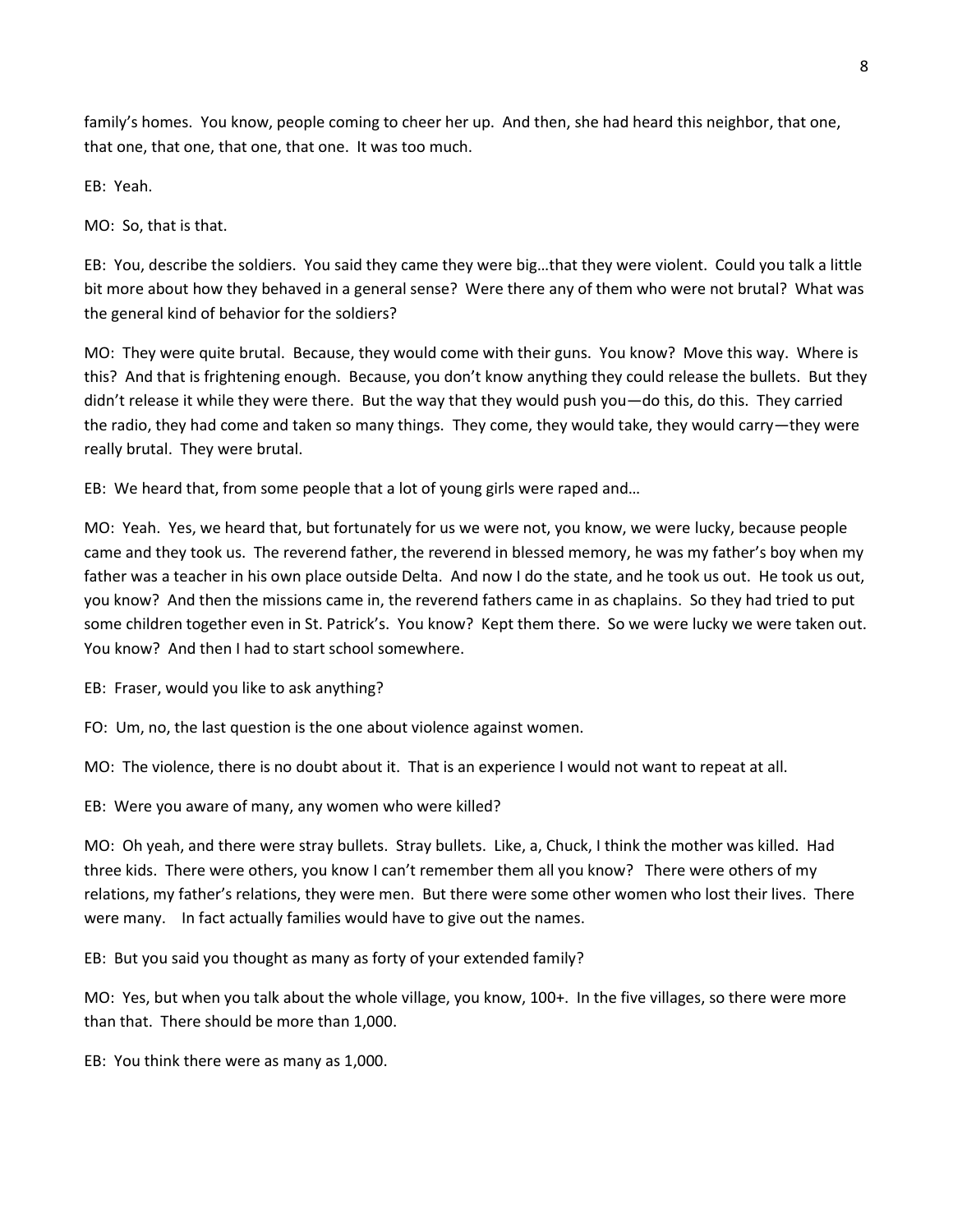family's homes. You know, people coming to cheer her up. And then, she had heard this neighbor, that one, that one, that one, that one, that one. It was too much.

EB: Yeah.

MO: So, that is that.

EB: You, describe the soldiers. You said they came they were big…that they were violent. Could you talk a little bit more about how they behaved in a general sense? Were there any of them who were not brutal? What was the general kind of behavior for the soldiers?

MO: They were quite brutal. Because, they would come with their guns. You know? Move this way. Where is this? And that is frightening enough. Because, you don't know anything they could release the bullets. But they didn't release it while they were there. But the way that they would push you—do this, do this. They carried the radio, they had come and taken so many things. They come, they would take, they would carry—they were really brutal. They were brutal.

EB: We heard that, from some people that a lot of young girls were raped and…

MO: Yeah. Yes, we heard that, but fortunately for us we were not, you know, we were lucky, because people came and they took us. The reverend father, the reverend in blessed memory, he was my father's boy when my father was a teacher in his own place outside Delta. And now I do the state, and he took us out. He took us out, you know? And then the missions came in, the reverend fathers came in as chaplains. So they had tried to put some children together even in St. Patrick's. You know? Kept them there. So we were lucky we were taken out. You know? And then I had to start school somewhere.

EB: Fraser, would you like to ask anything?

FO: Um, no, the last question is the one about violence against women.

MO: The violence, there is no doubt about it. That is an experience I would not want to repeat at all.

EB: Were you aware of many, any women who were killed?

MO: Oh yeah, and there were stray bullets. Stray bullets. Like, a, Chuck, I think the mother was killed. Had three kids. There were others, you know I can't remember them all you know? There were others of my relations, my father's relations, they were men. But there were some other women who lost their lives. There were many. In fact actually families would have to give out the names.

EB: But you said you thought as many as forty of your extended family?

MO: Yes, but when you talk about the whole village, you know, 100+. In the five villages, so there were more than that. There should be more than 1,000.

EB: You think there were as many as 1,000.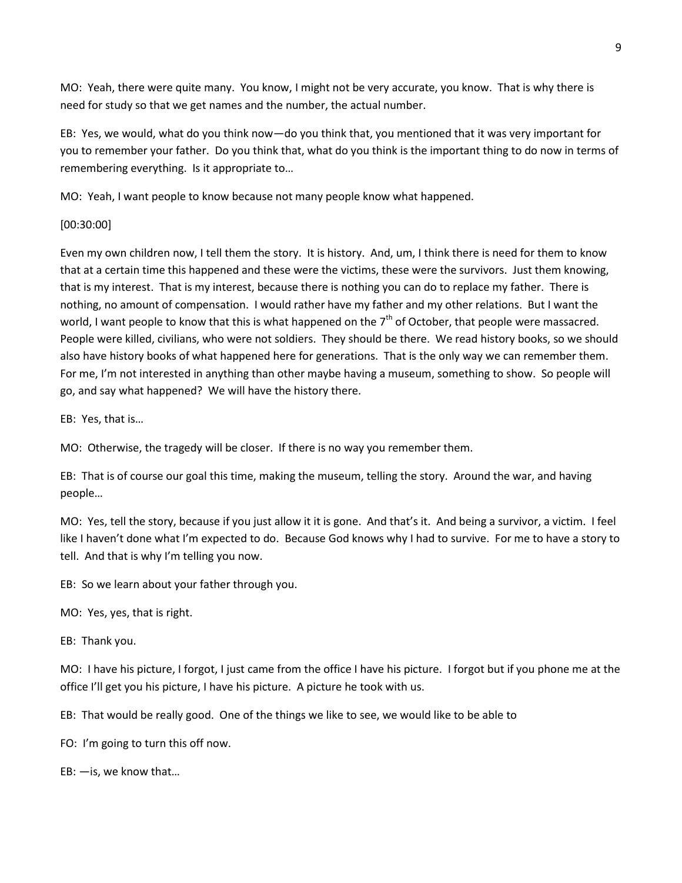MO: Yeah, there were quite many. You know, I might not be very accurate, you know. That is why there is need for study so that we get names and the number, the actual number.

EB: Yes, we would, what do you think now—do you think that, you mentioned that it was very important for you to remember your father. Do you think that, what do you think is the important thing to do now in terms of remembering everything. Is it appropriate to…

MO: Yeah, I want people to know because not many people know what happened.

[00:30:00]

Even my own children now, I tell them the story. It is history. And, um, I think there is need for them to know that at a certain time this happened and these were the victims, these were the survivors. Just them knowing, that is my interest. That is my interest, because there is nothing you can do to replace my father. There is nothing, no amount of compensation. I would rather have my father and my other relations. But I want the world, I want people to know that this is what happened on the 7th of October, that people were massacred. People were killed, civilians, who were not soldiers. They should be there. We read history books, so we should also have history books of what happened here for generations. That is the only way we can remember them. For me, I'm not interested in anything than other maybe having a museum, something to show. So people will go, and say what happened? We will have the history there.

EB: Yes, that is…

MO: Otherwise, the tragedy will be closer. If there is no way you remember them.

EB: That is of course our goal this time, making the museum, telling the story. Around the war, and having people…

MO: Yes, tell the story, because if you just allow it it is gone. And that's it. And being a survivor, a victim. I feel like I haven't done what I'm expected to do. Because God knows why I had to survive. For me to have a story to tell. And that is why I'm telling you now.

EB: So we learn about your father through you.

MO: Yes, yes, that is right.

EB: Thank you.

MO: I have his picture, I forgot, I just came from the office I have his picture. I forgot but if you phone me at the office I'll get you his picture, I have his picture. A picture he took with us.

EB: That would be really good. One of the things we like to see, we would like to be able to

FO: I'm going to turn this off now.

EB: —is, we know that…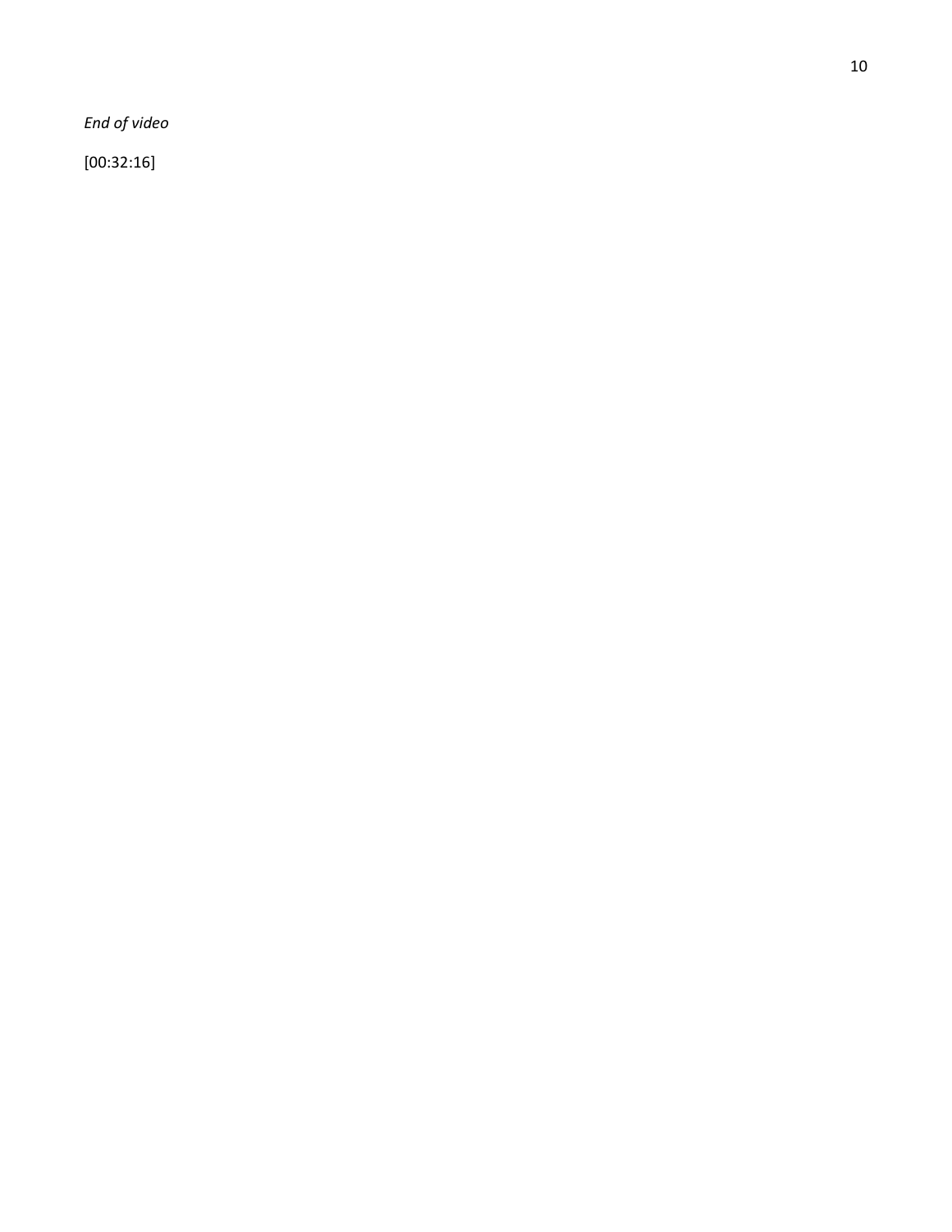*End of video*

[00:32:16]